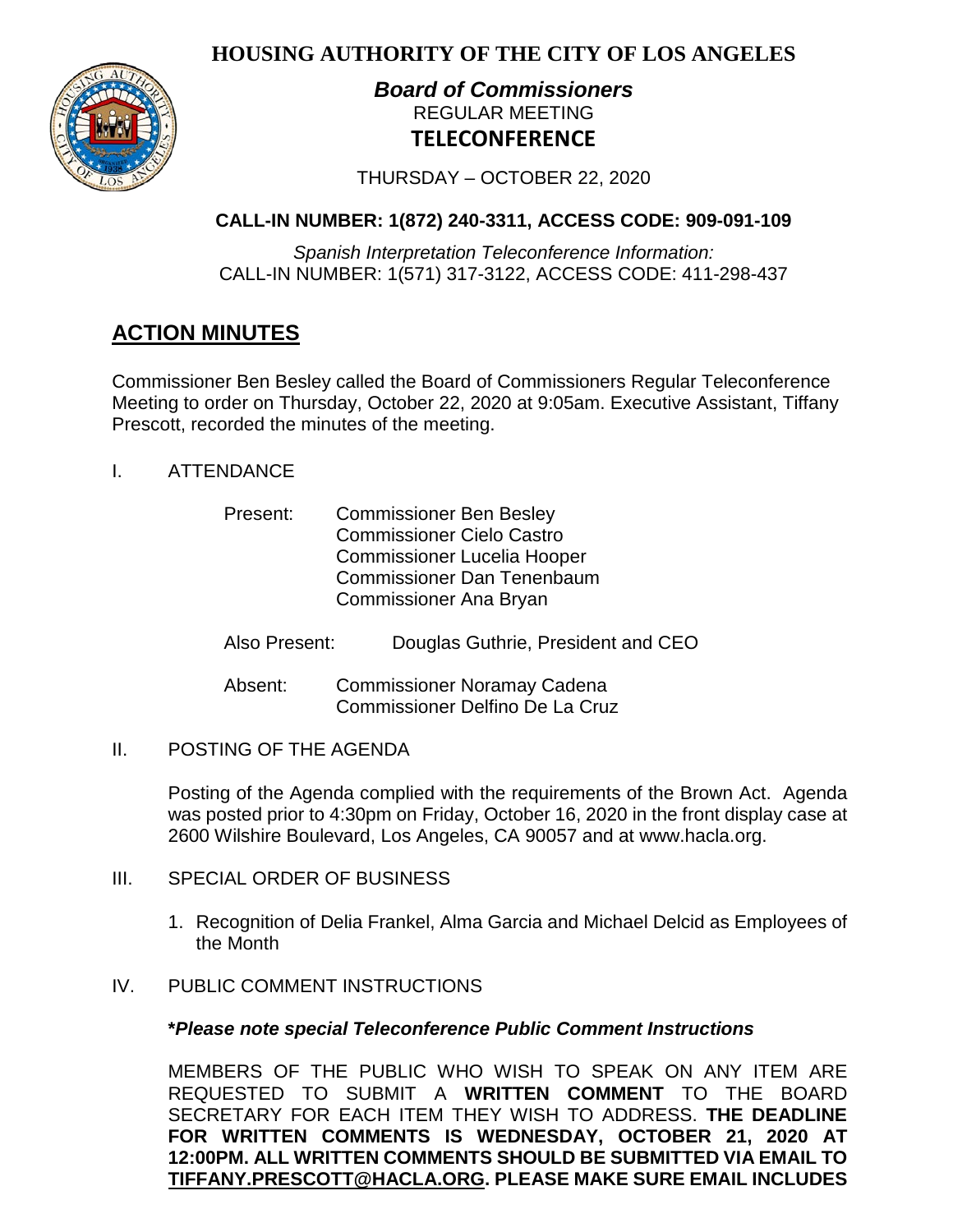# HOUSING AUTHORITY OF THE CITY OF LOS ANGELES

***Board of Commissioners***
REGULAR MEETING
**TELECONFERENCE**

THURSDAY – OCTOBER 22, 2020

**CALL-IN NUMBER: 1(872) 240-3311, ACCESS CODE: 909-091-109**

*Spanish Interpretation Teleconference Information:*
CALL-IN NUMBER: 1(571) 317-3122, ACCESS CODE: 411-298-437

## ACTION MINUTES

Commissioner Ben Besley called the Board of Commissioners Regular Teleconference Meeting to order on Thursday, October 22, 2020 at 9:05am. Executive Assistant, Tiffany Prescott, recorded the minutes of the meeting.

I. ATTENDANCE

Present: Commissioner Ben Besley
Commissioner Cielo Castro
Commissioner Lucelia Hooper
Commissioner Dan Tenenbaum
Commissioner Ana Bryan

Also Present: Douglas Guthrie, President and CEO

Absent: Commissioner Noramay Cadena
Commissioner Delfino De La Cruz

II. POSTING OF THE AGENDA

Posting of the Agenda complied with the requirements of the Brown Act. Agenda was posted prior to 4:30pm on Friday, October 16, 2020 in the front display case at 2600 Wilshire Boulevard, Los Angeles, CA 90057 and at www.hacla.org.

III. SPECIAL ORDER OF BUSINESS

1. Recognition of Delia Frankel, Alma Garcia and Michael Delcid as Employees of the Month

IV. PUBLIC COMMENT INSTRUCTIONS

***Please note special Teleconference Public Comment Instructions**

MEMBERS OF THE PUBLIC WHO WISH TO SPEAK ON ANY ITEM ARE REQUESTED TO SUBMIT A **WRITTEN COMMENT** TO THE BOARD SECRETARY FOR EACH ITEM THEY WISH TO ADDRESS. **THE DEADLINE FOR WRITTEN COMMENTS IS WEDNESDAY, OCTOBER 21, 2020 AT 12:00PM. ALL WRITTEN COMMENTS SHOULD BE SUBMITTED VIA EMAIL TO TIFFANY.PRESCOTT@HACLA.ORG. PLEASE MAKE SURE EMAIL INCLUDES**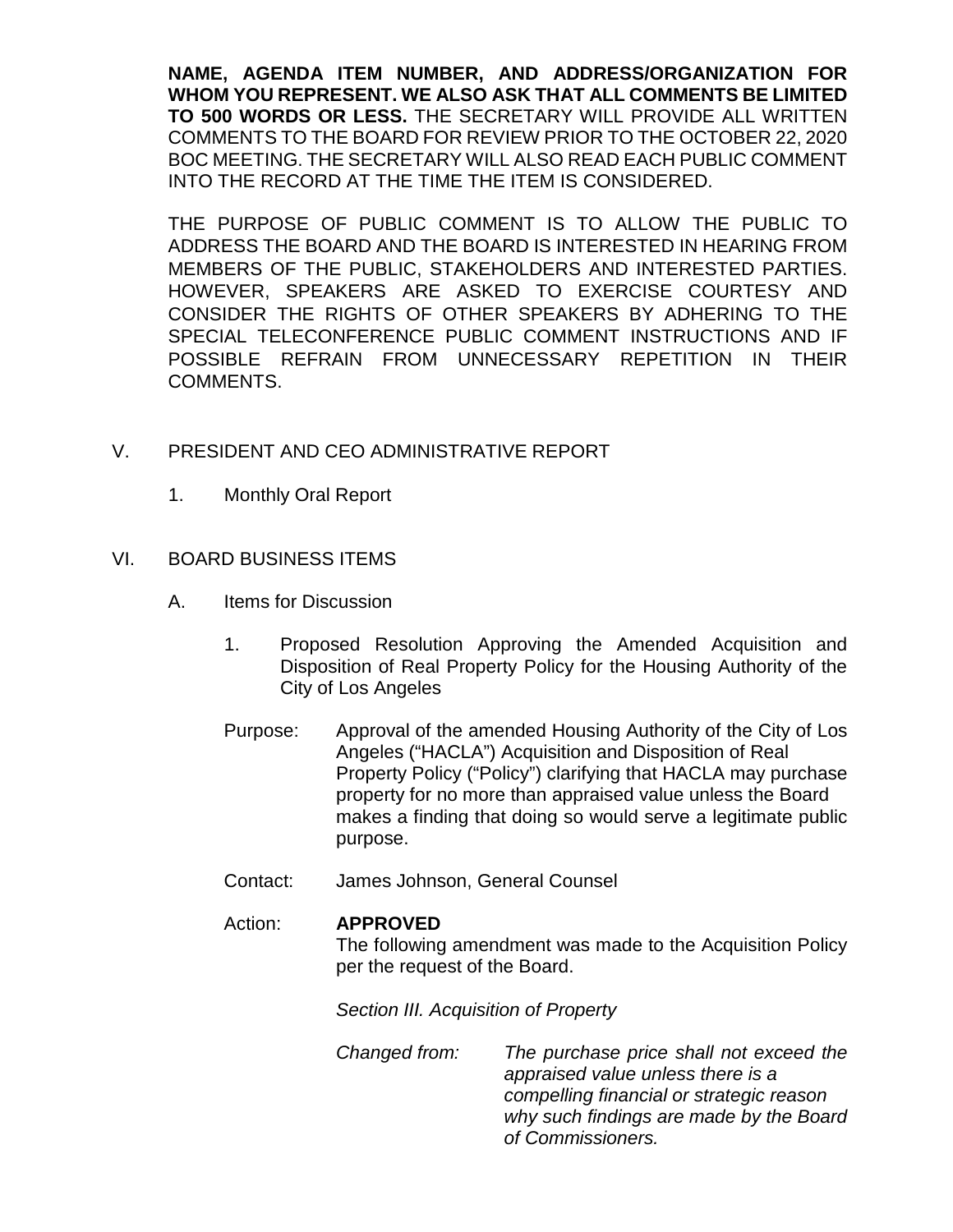**NAME, AGENDA ITEM NUMBER, AND ADDRESS/ORGANIZATION FOR WHOM YOU REPRESENT. WE ALSO ASK THAT ALL COMMENTS BE LIMITED TO 500 WORDS OR LESS.** THE SECRETARY WILL PROVIDE ALL WRITTEN COMMENTS TO THE BOARD FOR REVIEW PRIOR TO THE OCTOBER 22, 2020 BOC MEETING. THE SECRETARY WILL ALSO READ EACH PUBLIC COMMENT INTO THE RECORD AT THE TIME THE ITEM IS CONSIDERED.

THE PURPOSE OF PUBLIC COMMENT IS TO ALLOW THE PUBLIC TO ADDRESS THE BOARD AND THE BOARD IS INTERESTED IN HEARING FROM MEMBERS OF THE PUBLIC, STAKEHOLDERS AND INTERESTED PARTIES. HOWEVER, SPEAKERS ARE ASKED TO EXERCISE COURTESY AND CONSIDER THE RIGHTS OF OTHER SPEAKERS BY ADHERING TO THE SPECIAL TELECONFERENCE PUBLIC COMMENT INSTRUCTIONS AND IF POSSIBLE REFRAIN FROM UNNECESSARY REPETITION IN THEIR COMMENTS.

V. PRESIDENT AND CEO ADMINISTRATIVE REPORT

1. Monthly Oral Report

VI. BOARD BUSINESS ITEMS

A. Items for Discussion

1. Proposed Resolution Approving the Amended Acquisition and Disposition of Real Property Policy for the Housing Authority of the City of Los Angeles

Purpose: Approval of the amended Housing Authority of the City of Los Angeles ("HACLA") Acquisition and Disposition of Real Property Policy ("Policy") clarifying that HACLA may purchase property for no more than appraised value unless the Board makes a finding that doing so would serve a legitimate public purpose.

Contact: James Johnson, General Counsel

Action: **APPROVED**
The following amendment was made to the Acquisition Policy per the request of the Board.

*Section III. Acquisition of Property*

*Changed from:* *The purchase price shall not exceed the appraised value unless there is a compelling financial or strategic reason why such findings are made by the Board of Commissioners.*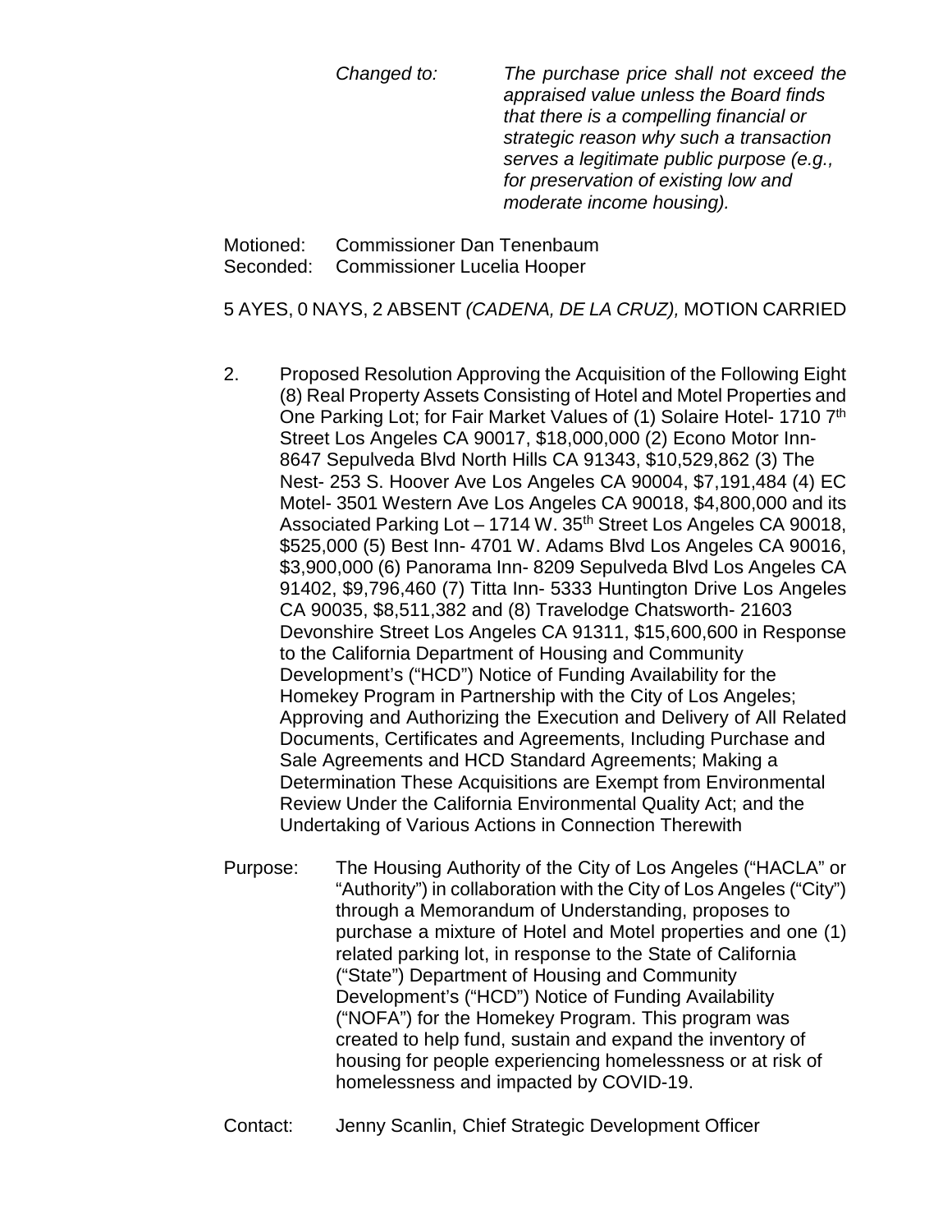*Changed to:* *The purchase price shall not exceed the appraised value unless the Board finds that there is a compelling financial or strategic reason why such a transaction serves a legitimate public purpose (e.g., for preservation of existing low and moderate income housing).*

Motioned: Commissioner Dan Tenenbaum
Seconded: Commissioner Lucelia Hooper

5 AYES, 0 NAYS, 2 ABSENT *(CADENA, DE LA CRUZ),* MOTION CARRIED

2. Proposed Resolution Approving the Acquisition of the Following Eight (8) Real Property Assets Consisting of Hotel and Motel Properties and One Parking Lot; for Fair Market Values of (1) Solaire Hotel- 1710 7th Street Los Angeles CA 90017, $18,000,000 (2) Econo Motor Inn- 8647 Sepulveda Blvd North Hills CA 91343, $10,529,862 (3) The Nest- 253 S. Hoover Ave Los Angeles CA 90004, $7,191,484 (4) EC Motel- 3501 Western Ave Los Angeles CA 90018, $4,800,000 and its Associated Parking Lot – 1714 W. 35th Street Los Angeles CA 90018, $525,000 (5) Best Inn- 4701 W. Adams Blvd Los Angeles CA 90016, $3,900,000 (6) Panorama Inn- 8209 Sepulveda Blvd Los Angeles CA 91402, $9,796,460 (7) Titta Inn- 5333 Huntington Drive Los Angeles CA 90035, $8,511,382 and (8) Travelodge Chatsworth- 21603 Devonshire Street Los Angeles CA 91311, $15,600,600 in Response to the California Department of Housing and Community Development's ("HCD") Notice of Funding Availability for the Homekey Program in Partnership with the City of Los Angeles; Approving and Authorizing the Execution and Delivery of All Related Documents, Certificates and Agreements, Including Purchase and Sale Agreements and HCD Standard Agreements; Making a Determination These Acquisitions are Exempt from Environmental Review Under the California Environmental Quality Act; and the Undertaking of Various Actions in Connection Therewith

Purpose: The Housing Authority of the City of Los Angeles ("HACLA" or "Authority") in collaboration with the City of Los Angeles ("City") through a Memorandum of Understanding, proposes to purchase a mixture of Hotel and Motel properties and one (1) related parking lot, in response to the State of California ("State") Department of Housing and Community Development's ("HCD") Notice of Funding Availability ("NOFA") for the Homekey Program. This program was created to help fund, sustain and expand the inventory of housing for people experiencing homelessness or at risk of homelessness and impacted by COVID-19.

Contact: Jenny Scanlin, Chief Strategic Development Officer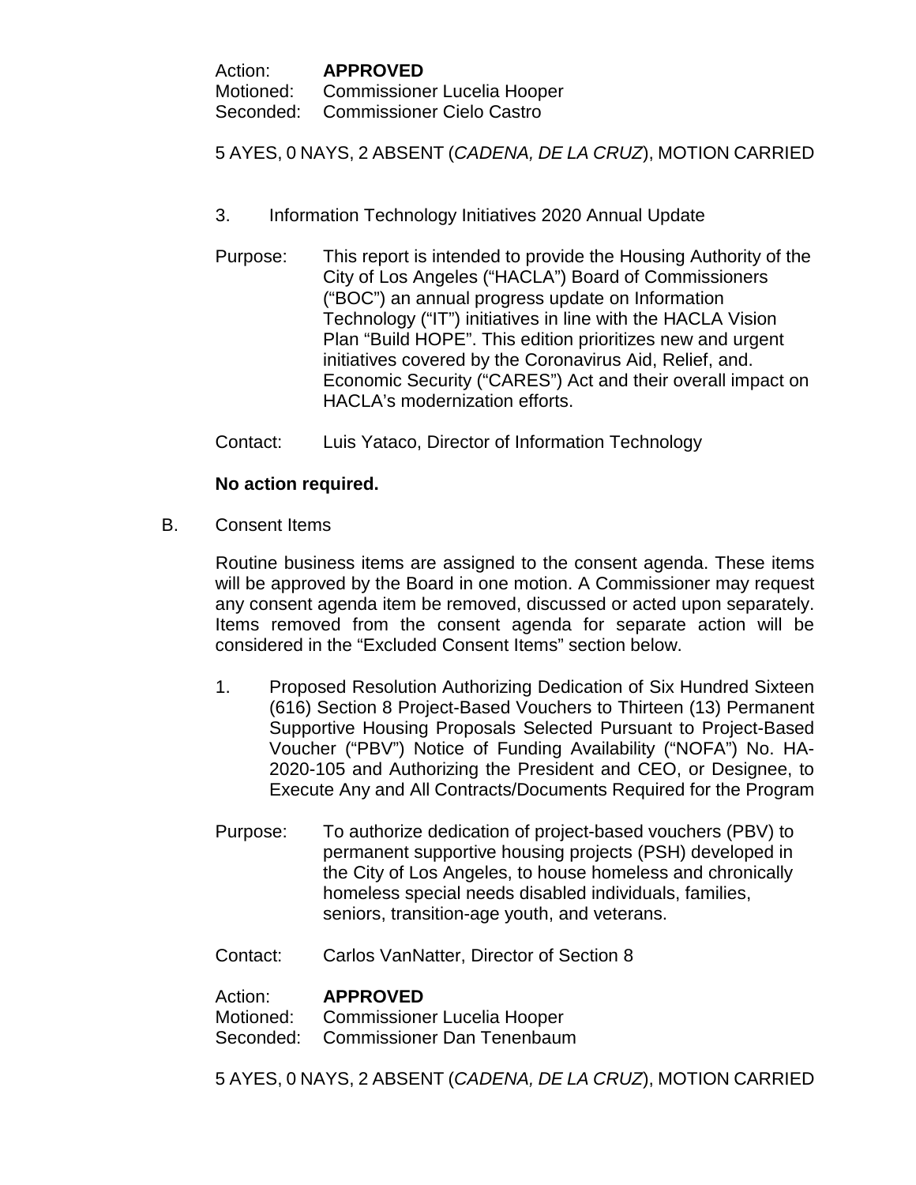Action: **APPROVED**
Motioned: Commissioner Lucelia Hooper
Seconded: Commissioner Cielo Castro

5 AYES, 0 NAYS, 2 ABSENT (*CADENA, DE LA CRUZ*), MOTION CARRIED

3. Information Technology Initiatives 2020 Annual Update

Purpose: This report is intended to provide the Housing Authority of the City of Los Angeles ("HACLA") Board of Commissioners ("BOC") an annual progress update on Information Technology ("IT") initiatives in line with the HACLA Vision Plan "Build HOPE". This edition prioritizes new and urgent initiatives covered by the Coronavirus Aid, Relief, and. Economic Security ("CARES") Act and their overall impact on HACLA's modernization efforts.

Contact: Luis Yataco, Director of Information Technology

**No action required.**

B. Consent Items

Routine business items are assigned to the consent agenda. These items will be approved by the Board in one motion. A Commissioner may request any consent agenda item be removed, discussed or acted upon separately. Items removed from the consent agenda for separate action will be considered in the "Excluded Consent Items" section below.

1. Proposed Resolution Authorizing Dedication of Six Hundred Sixteen (616) Section 8 Project-Based Vouchers to Thirteen (13) Permanent Supportive Housing Proposals Selected Pursuant to Project-Based Voucher ("PBV") Notice of Funding Availability ("NOFA") No. HA-2020-105 and Authorizing the President and CEO, or Designee, to Execute Any and All Contracts/Documents Required for the Program

Purpose: To authorize dedication of project-based vouchers (PBV) to permanent supportive housing projects (PSH) developed in the City of Los Angeles, to house homeless and chronically homeless special needs disabled individuals, families, seniors, transition-age youth, and veterans.

Contact: Carlos VanNatter, Director of Section 8

Action: **APPROVED**
Motioned: Commissioner Lucelia Hooper
Seconded: Commissioner Dan Tenenbaum

5 AYES, 0 NAYS, 2 ABSENT (*CADENA, DE LA CRUZ*), MOTION CARRIED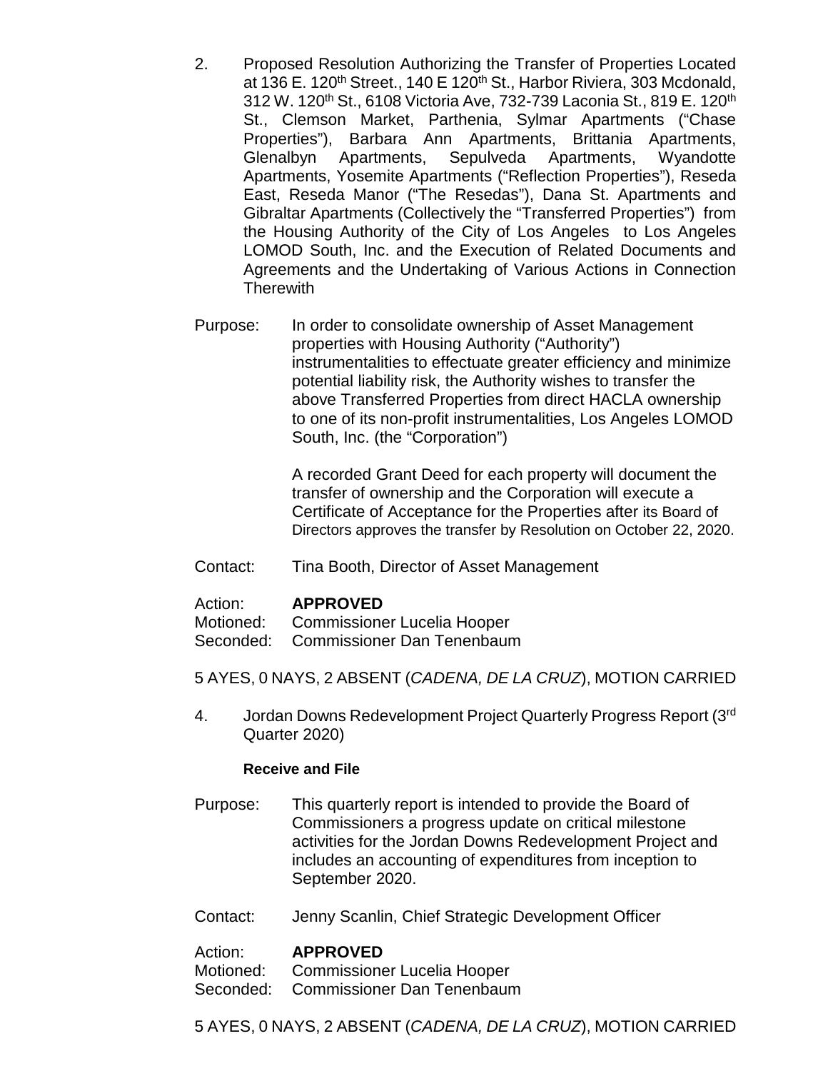2. Proposed Resolution Authorizing the Transfer of Properties Located at 136 E. 120th Street., 140 E 120th St., Harbor Riviera, 303 Mcdonald, 312 W. 120th St., 6108 Victoria Ave, 732-739 Laconia St., 819 E. 120th St., Clemson Market, Parthenia, Sylmar Apartments ("Chase Properties"), Barbara Ann Apartments, Brittania Apartments, Glenalbyn Apartments, Sepulveda Apartments, Wyandotte Apartments, Yosemite Apartments ("Reflection Properties"), Reseda East, Reseda Manor ("The Resedas"), Dana St. Apartments and Gibraltar Apartments (Collectively the "Transferred Properties") from the Housing Authority of the City of Los Angeles to Los Angeles LOMOD South, Inc. and the Execution of Related Documents and Agreements and the Undertaking of Various Actions in Connection Therewith

Purpose: In order to consolidate ownership of Asset Management properties with Housing Authority ("Authority") instrumentalities to effectuate greater efficiency and minimize potential liability risk, the Authority wishes to transfer the above Transferred Properties from direct HACLA ownership to one of its non-profit instrumentalities, Los Angeles LOMOD South, Inc. (the "Corporation")

A recorded Grant Deed for each property will document the transfer of ownership and the Corporation will execute a Certificate of Acceptance for the Properties after its Board of Directors approves the transfer by Resolution on October 22, 2020.

Contact: Tina Booth, Director of Asset Management

Action: **APPROVED**
Motioned: Commissioner Lucelia Hooper
Seconded: Commissioner Dan Tenenbaum

5 AYES, 0 NAYS, 2 ABSENT (*CADENA, DE LA CRUZ*), MOTION CARRIED

4. Jordan Downs Redevelopment Project Quarterly Progress Report (3rd Quarter 2020)

**Receive and File**

Purpose: This quarterly report is intended to provide the Board of Commissioners a progress update on critical milestone activities for the Jordan Downs Redevelopment Project and includes an accounting of expenditures from inception to September 2020.

Contact: Jenny Scanlin, Chief Strategic Development Officer

Action: **APPROVED**
Motioned: Commissioner Lucelia Hooper
Seconded: Commissioner Dan Tenenbaum

5 AYES, 0 NAYS, 2 ABSENT (*CADENA, DE LA CRUZ*), MOTION CARRIED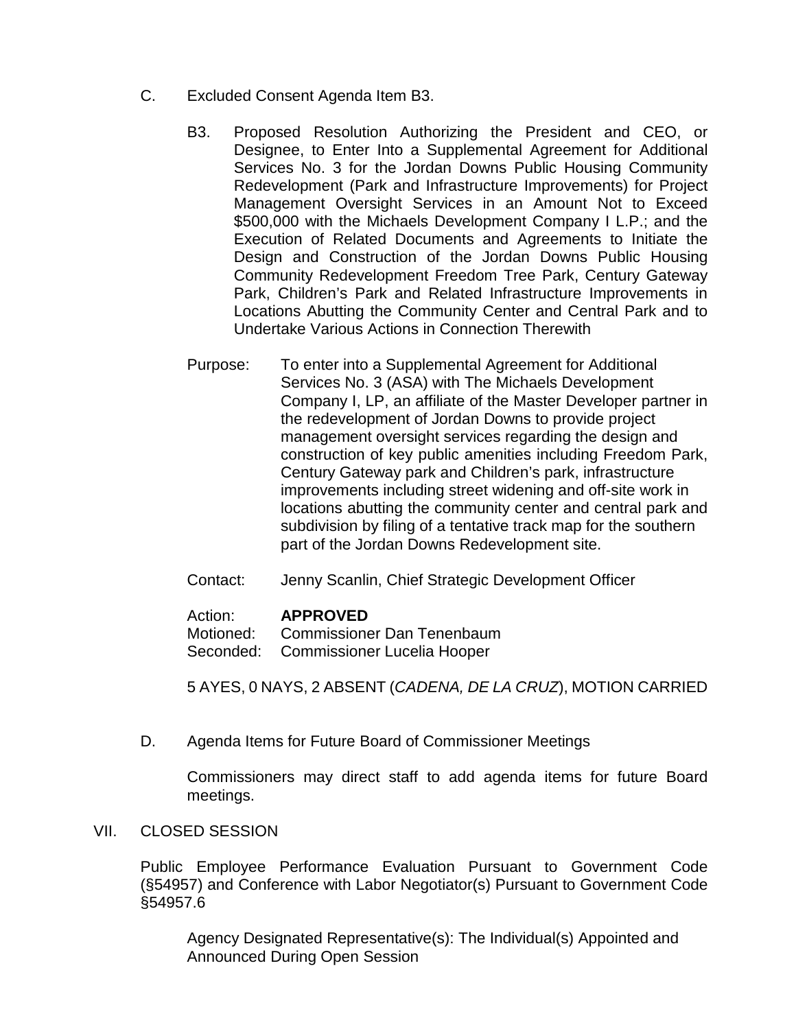C. Excluded Consent Agenda Item B3.

B3. Proposed Resolution Authorizing the President and CEO, or Designee, to Enter Into a Supplemental Agreement for Additional Services No. 3 for the Jordan Downs Public Housing Community Redevelopment (Park and Infrastructure Improvements) for Project Management Oversight Services in an Amount Not to Exceed $500,000 with the Michaels Development Company I L.P.; and the Execution of Related Documents and Agreements to Initiate the Design and Construction of the Jordan Downs Public Housing Community Redevelopment Freedom Tree Park, Century Gateway Park, Children's Park and Related Infrastructure Improvements in Locations Abutting the Community Center and Central Park and to Undertake Various Actions in Connection Therewith

Purpose: To enter into a Supplemental Agreement for Additional Services No. 3 (ASA) with The Michaels Development Company I, LP, an affiliate of the Master Developer partner in the redevelopment of Jordan Downs to provide project management oversight services regarding the design and construction of key public amenities including Freedom Park, Century Gateway park and Children's park, infrastructure improvements including street widening and off-site work in locations abutting the community center and central park and subdivision by filing of a tentative track map for the southern part of the Jordan Downs Redevelopment site.

Contact: Jenny Scanlin, Chief Strategic Development Officer

Action: **APPROVED**
Motioned: Commissioner Dan Tenenbaum
Seconded: Commissioner Lucelia Hooper

5 AYES, 0 NAYS, 2 ABSENT (*CADENA, DE LA CRUZ*), MOTION CARRIED

D. Agenda Items for Future Board of Commissioner Meetings

Commissioners may direct staff to add agenda items for future Board meetings.

VII. CLOSED SESSION

Public Employee Performance Evaluation Pursuant to Government Code (§54957) and Conference with Labor Negotiator(s) Pursuant to Government Code §54957.6

Agency Designated Representative(s): The Individual(s) Appointed and Announced During Open Session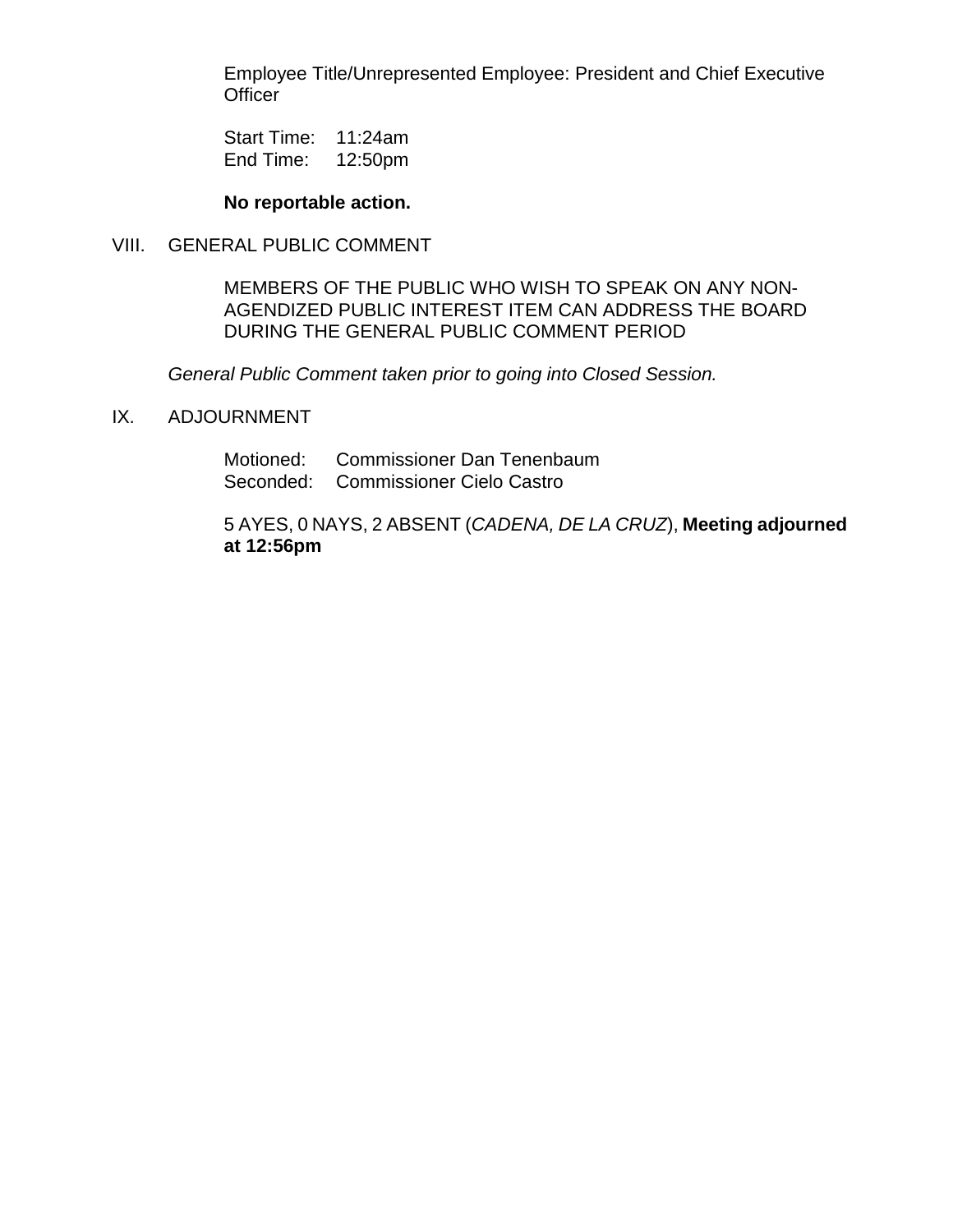Employee Title/Unrepresented Employee: President and Chief Executive Officer

Start Time: 11:24am
End Time: 12:50pm

**No reportable action.**

VIII. GENERAL PUBLIC COMMENT

MEMBERS OF THE PUBLIC WHO WISH TO SPEAK ON ANY NON-AGENDIZED PUBLIC INTEREST ITEM CAN ADDRESS THE BOARD DURING THE GENERAL PUBLIC COMMENT PERIOD

*General Public Comment taken prior to going into Closed Session.*

IX. ADJOURNMENT

Motioned: Commissioner Dan Tenenbaum
Seconded: Commissioner Cielo Castro

5 AYES, 0 NAYS, 2 ABSENT (*CADENA, DE LA CRUZ*), **Meeting adjourned at 12:56pm**